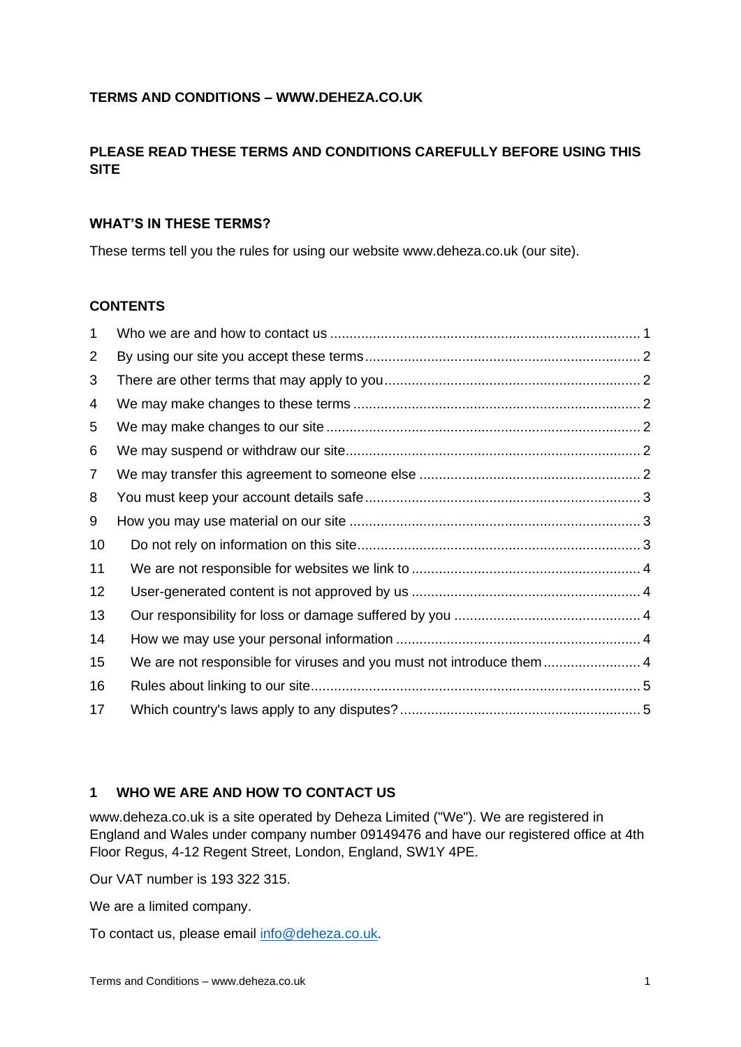**TERMS AND CONDITIONS – WWW.DEHEZA.CO.UK**

**PLEASE READ THESE TERMS AND CONDITIONS CAREFULLY BEFORE USING THIS SITE**

## WHAT'S IN THESE TERMS?

These terms tell you the rules for using our website www.deheza.co.uk (our site).

## CONTENTS

| | | |
|---|---|---|
| 1 | Who we are and how to contact us | 1 |
| 2 | By using our site you accept these terms | 2 |
| 3 | There are other terms that may apply to you | 2 |
| 4 | We may make changes to these terms | 2 |
| 5 | We may make changes to our site | 2 |
| 6 | We may suspend or withdraw our site | 2 |
| 7 | We may transfer this agreement to someone else | 2 |
| 8 | You must keep your account details safe | 3 |
| 9 | How you may use material on our site | 3 |
| 10 | Do not rely on information on this site | 3 |
| 11 | We are not responsible for websites we link to | 4 |
| 12 | User-generated content is not approved by us | 4 |
| 13 | Our responsibility for loss or damage suffered by you | 4 |
| 14 | How we may use your personal information | 4 |
| 15 | We are not responsible for viruses and you must not introduce them | 4 |
| 16 | Rules about linking to our site | 5 |
| 17 | Which country's laws apply to any disputes? | 5 |

## 1 WHO WE ARE AND HOW TO CONTACT US

www.deheza.co.uk is a site operated by Deheza Limited ("We"). We are registered in England and Wales under company number 09149476 and have our registered office at 4th Floor Regus, 4-12 Regent Street, London, England, SW1Y 4PE.

Our VAT number is 193 322 315.

We are a limited company.

To contact us, please email info@deheza.co.uk.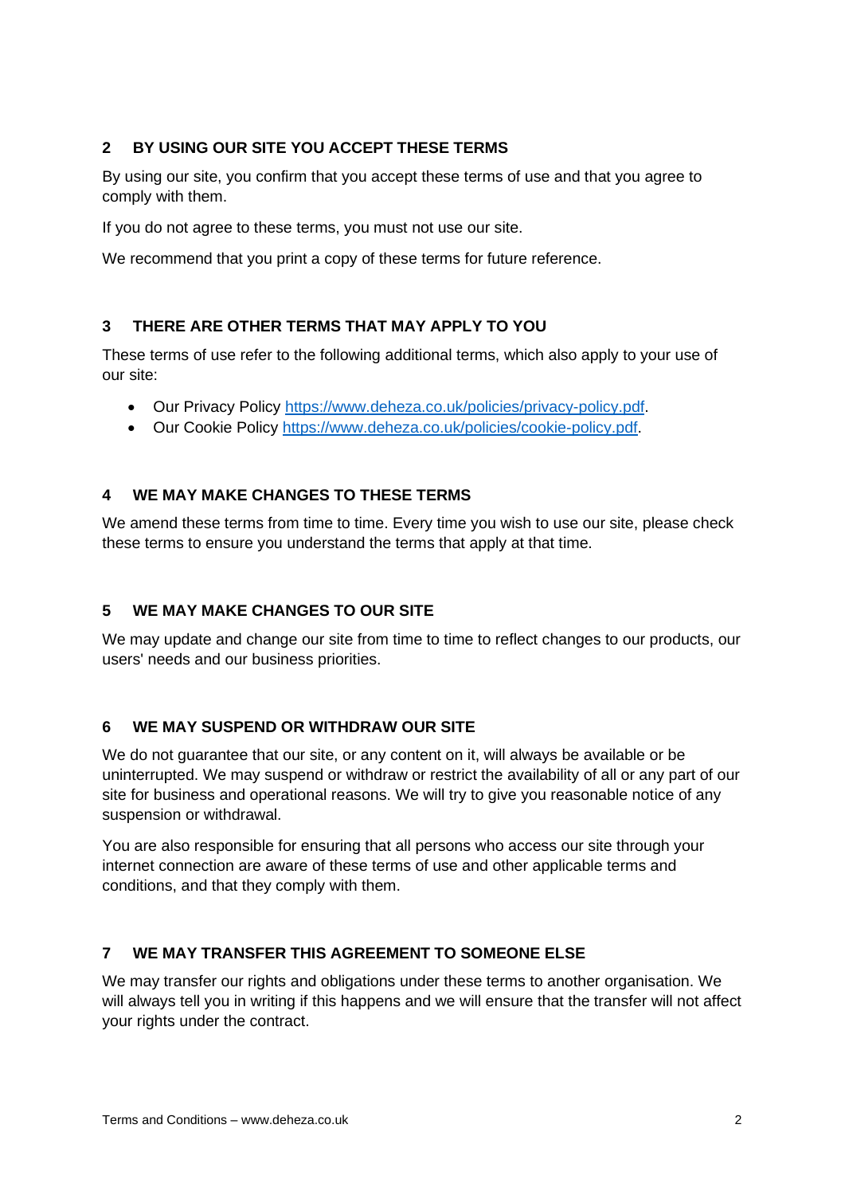## 2 BY USING OUR SITE YOU ACCEPT THESE TERMS

By using our site, you confirm that you accept these terms of use and that you agree to comply with them.

If you do not agree to these terms, you must not use our site.

We recommend that you print a copy of these terms for future reference.

## 3 THERE ARE OTHER TERMS THAT MAY APPLY TO YOU

These terms of use refer to the following additional terms, which also apply to your use of our site:

- Our Privacy Policy https://www.deheza.co.uk/policies/privacy-policy.pdf.
- Our Cookie Policy https://www.deheza.co.uk/policies/cookie-policy.pdf.

## 4 WE MAY MAKE CHANGES TO THESE TERMS

We amend these terms from time to time. Every time you wish to use our site, please check these terms to ensure you understand the terms that apply at that time.

## 5 WE MAY MAKE CHANGES TO OUR SITE

We may update and change our site from time to time to reflect changes to our products, our users' needs and our business priorities.

## 6 WE MAY SUSPEND OR WITHDRAW OUR SITE

We do not guarantee that our site, or any content on it, will always be available or be uninterrupted. We may suspend or withdraw or restrict the availability of all or any part of our site for business and operational reasons. We will try to give you reasonable notice of any suspension or withdrawal.

You are also responsible for ensuring that all persons who access our site through your internet connection are aware of these terms of use and other applicable terms and conditions, and that they comply with them.

## 7 WE MAY TRANSFER THIS AGREEMENT TO SOMEONE ELSE

We may transfer our rights and obligations under these terms to another organisation. We will always tell you in writing if this happens and we will ensure that the transfer will not affect your rights under the contract.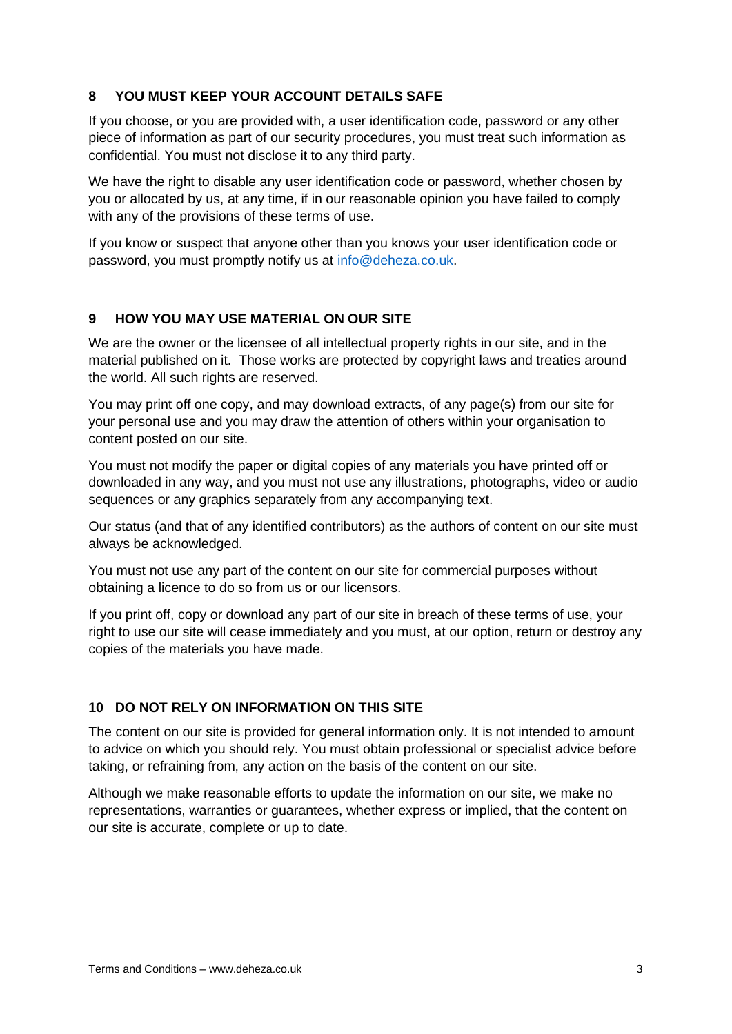## 8 YOU MUST KEEP YOUR ACCOUNT DETAILS SAFE

If you choose, or you are provided with, a user identification code, password or any other piece of information as part of our security procedures, you must treat such information as confidential. You must not disclose it to any third party.

We have the right to disable any user identification code or password, whether chosen by you or allocated by us, at any time, if in our reasonable opinion you have failed to comply with any of the provisions of these terms of use.

If you know or suspect that anyone other than you knows your user identification code or password, you must promptly notify us at info@deheza.co.uk.

## 9 HOW YOU MAY USE MATERIAL ON OUR SITE

We are the owner or the licensee of all intellectual property rights in our site, and in the material published on it. Those works are protected by copyright laws and treaties around the world. All such rights are reserved.

You may print off one copy, and may download extracts, of any page(s) from our site for your personal use and you may draw the attention of others within your organisation to content posted on our site.

You must not modify the paper or digital copies of any materials you have printed off or downloaded in any way, and you must not use any illustrations, photographs, video or audio sequences or any graphics separately from any accompanying text.

Our status (and that of any identified contributors) as the authors of content on our site must always be acknowledged.

You must not use any part of the content on our site for commercial purposes without obtaining a licence to do so from us or our licensors.

If you print off, copy or download any part of our site in breach of these terms of use, your right to use our site will cease immediately and you must, at our option, return or destroy any copies of the materials you have made.

## 10 DO NOT RELY ON INFORMATION ON THIS SITE

The content on our site is provided for general information only. It is not intended to amount to advice on which you should rely. You must obtain professional or specialist advice before taking, or refraining from, any action on the basis of the content on our site.

Although we make reasonable efforts to update the information on our site, we make no representations, warranties or guarantees, whether express or implied, that the content on our site is accurate, complete or up to date.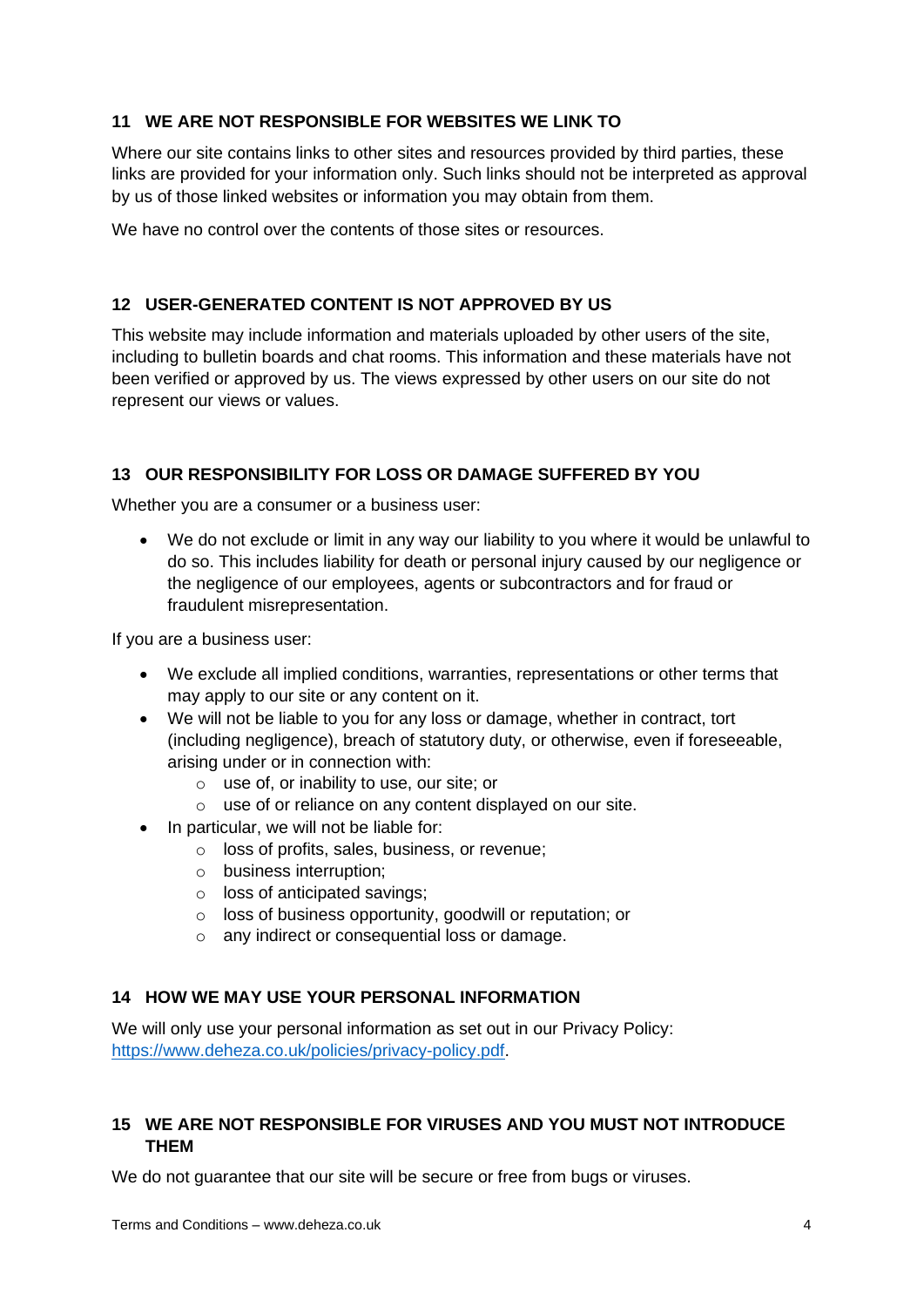## 11 WE ARE NOT RESPONSIBLE FOR WEBSITES WE LINK TO

Where our site contains links to other sites and resources provided by third parties, these links are provided for your information only. Such links should not be interpreted as approval by us of those linked websites or information you may obtain from them.

We have no control over the contents of those sites or resources.

## 12 USER-GENERATED CONTENT IS NOT APPROVED BY US

This website may include information and materials uploaded by other users of the site, including to bulletin boards and chat rooms. This information and these materials have not been verified or approved by us. The views expressed by other users on our site do not represent our views or values.

## 13 OUR RESPONSIBILITY FOR LOSS OR DAMAGE SUFFERED BY YOU

Whether you are a consumer or a business user:

- We do not exclude or limit in any way our liability to you where it would be unlawful to do so. This includes liability for death or personal injury caused by our negligence or the negligence of our employees, agents or subcontractors and for fraud or fraudulent misrepresentation.

If you are a business user:

- We exclude all implied conditions, warranties, representations or other terms that may apply to our site or any content on it.
- We will not be liable to you for any loss or damage, whether in contract, tort (including negligence), breach of statutory duty, or otherwise, even if foreseeable, arising under or in connection with:
  - use of, or inability to use, our site; or
  - use of or reliance on any content displayed on our site.
- In particular, we will not be liable for:
  - loss of profits, sales, business, or revenue;
  - business interruption;
  - loss of anticipated savings;
  - loss of business opportunity, goodwill or reputation; or
  - any indirect or consequential loss or damage.

## 14 HOW WE MAY USE YOUR PERSONAL INFORMATION

We will only use your personal information as set out in our Privacy Policy: [https://www.deheza.co.uk/policies/privacy-policy.pdf](https://www.deheza.co.uk/policies/privacy-policy.pdf).

## 15 WE ARE NOT RESPONSIBLE FOR VIRUSES AND YOU MUST NOT INTRODUCE THEM

We do not guarantee that our site will be secure or free from bugs or viruses.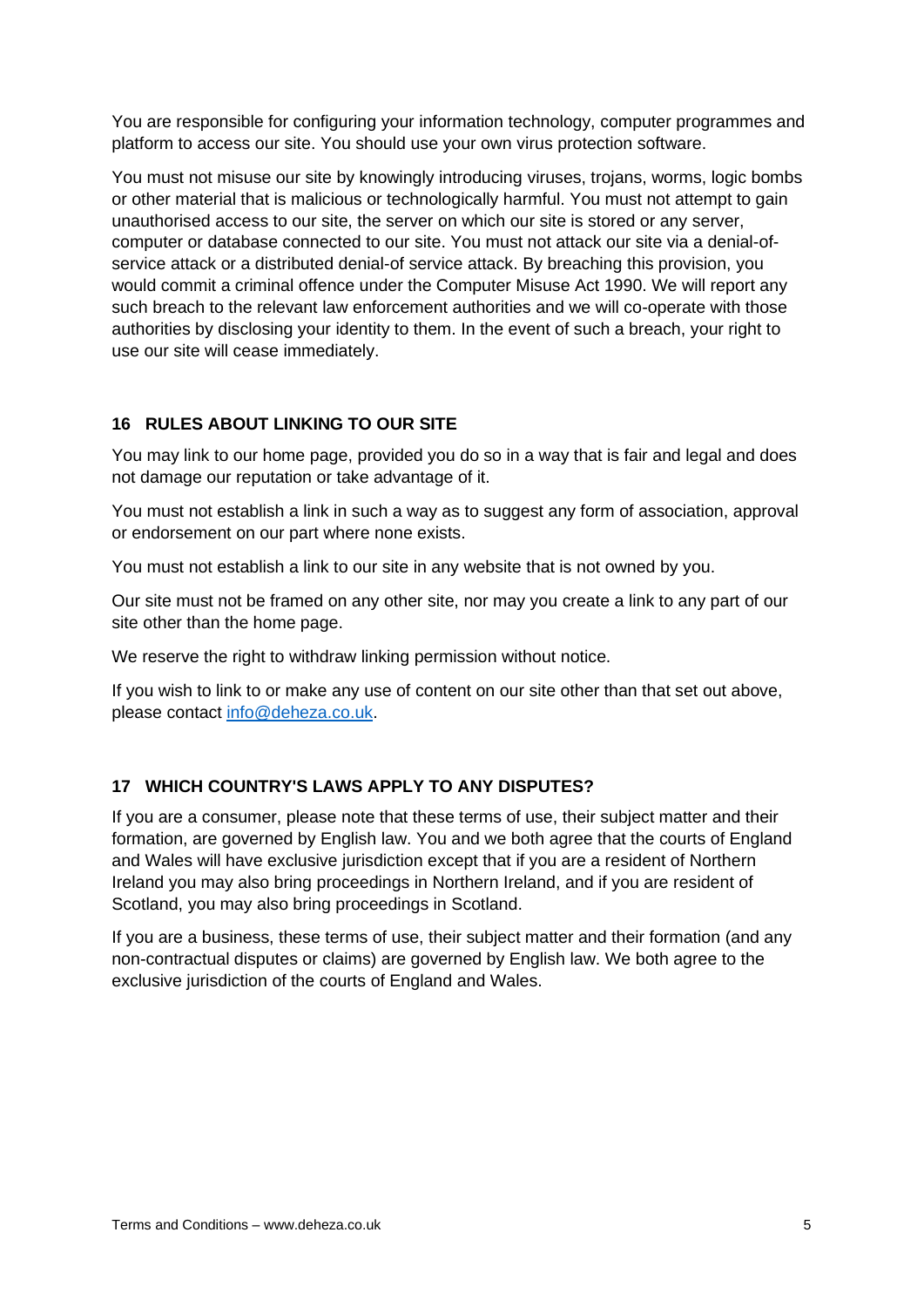You are responsible for configuring your information technology, computer programmes and platform to access our site. You should use your own virus protection software.

You must not misuse our site by knowingly introducing viruses, trojans, worms, logic bombs or other material that is malicious or technologically harmful. You must not attempt to gain unauthorised access to our site, the server on which our site is stored or any server, computer or database connected to our site. You must not attack our site via a denial-of-service attack or a distributed denial-of service attack. By breaching this provision, you would commit a criminal offence under the Computer Misuse Act 1990. We will report any such breach to the relevant law enforcement authorities and we will co-operate with those authorities by disclosing your identity to them. In the event of such a breach, your right to use our site will cease immediately.

## 16 RULES ABOUT LINKING TO OUR SITE

You may link to our home page, provided you do so in a way that is fair and legal and does not damage our reputation or take advantage of it.

You must not establish a link in such a way as to suggest any form of association, approval or endorsement on our part where none exists.

You must not establish a link to our site in any website that is not owned by you.

Our site must not be framed on any other site, nor may you create a link to any part of our site other than the home page.

We reserve the right to withdraw linking permission without notice.

If you wish to link to or make any use of content on our site other than that set out above, please contact [info@deheza.co.uk](mailto:info@deheza.co.uk).

## 17 WHICH COUNTRY'S LAWS APPLY TO ANY DISPUTES?

If you are a consumer, please note that these terms of use, their subject matter and their formation, are governed by English law. You and we both agree that the courts of England and Wales will have exclusive jurisdiction except that if you are a resident of Northern Ireland you may also bring proceedings in Northern Ireland, and if you are resident of Scotland, you may also bring proceedings in Scotland.

If you are a business, these terms of use, their subject matter and their formation (and any non-contractual disputes or claims) are governed by English law. We both agree to the exclusive jurisdiction of the courts of England and Wales.